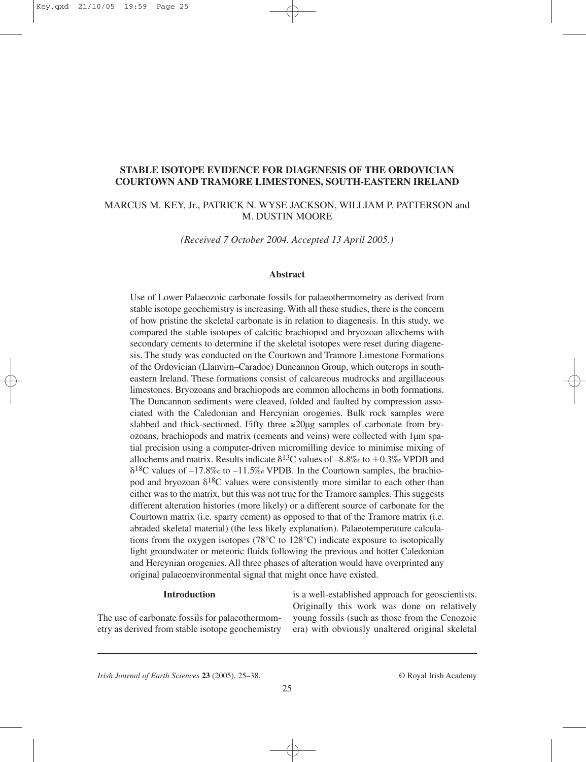# STABLE ISOTOPE EVIDENCE FOR DIAGENESIS OF THE ORDOVICIAN COURTOWN AND TRAMORE LIMESTONES, SOUTH-EASTERN IRELAND

MARCUS M. KEY, Jr., PATRICK N. WYSE JACKSON, WILLIAM P. PATTERSON and M. DUSTIN MOORE

*(Received 7 October 2004. Accepted 13 April 2005.)*

## Abstract

Use of Lower Palaeozoic carbonate fossils for palaeothermometry as derived from stable isotope geochemistry is increasing. With all these studies, there is the concern of how pristine the skeletal carbonate is in relation to diagenesis. In this study, we compared the stable isotopes of calcitic brachiopod and bryozoan allochems with secondary cements to determine if the skeletal isotopes were reset during diagenesis. The study was conducted on the Courtown and Tramore Limestone Formations of the Ordovician (Llanvirn–Caradoc) Duncannon Group, which outcrops in south-eastern Ireland. These formations consist of calcareous mudrocks and argillaceous limestones. Bryozoans and brachiopods are common allochems in both formations. The Duncannon sediments were cleaved, folded and faulted by compression associated with the Caledonian and Hercynian orogenies. Bulk rock samples were slabbed and thick-sectioned. Fifty three ≥20μg samples of carbonate from bryozoans, brachiopods and matrix (cements and veins) were collected with 1μm spatial precision using a computer-driven micromilling device to minimise mixing of allochems and matrix. Results indicate $\delta^{13}$C values of –8.8‰ to +0.3‰ VPDB and $\delta^{18}$C values of –17.8‰ to –11.5‰ VPDB. In the Courtown samples, the brachiopod and bryozoan $\delta^{18}$C values were consistently more similar to each other than either was to the matrix, but this was not true for the Tramore samples. This suggests different alteration histories (more likely) or a different source of carbonate for the Courtown matrix (i.e. sparry cement) as opposed to that of the Tramore matrix (i.e. abraded skeletal material) (the less likely explanation). Palaeotemperature calculations from the oxygen isotopes (78°C to 128°C) indicate exposure to isotopically light groundwater or meteoric fluids following the previous and hotter Caledonian and Hercynian orogenies. All three phases of alteration would have overprinted any original palaeoenvironmental signal that might once have existed.

## Introduction

The use of carbonate fossils for palaeothermometry as derived from stable isotope geochemistry is a well-established approach for geoscientists. Originally this work was done on relatively young fossils (such as those from the Cenozoic era) with obviously unaltered original skeletal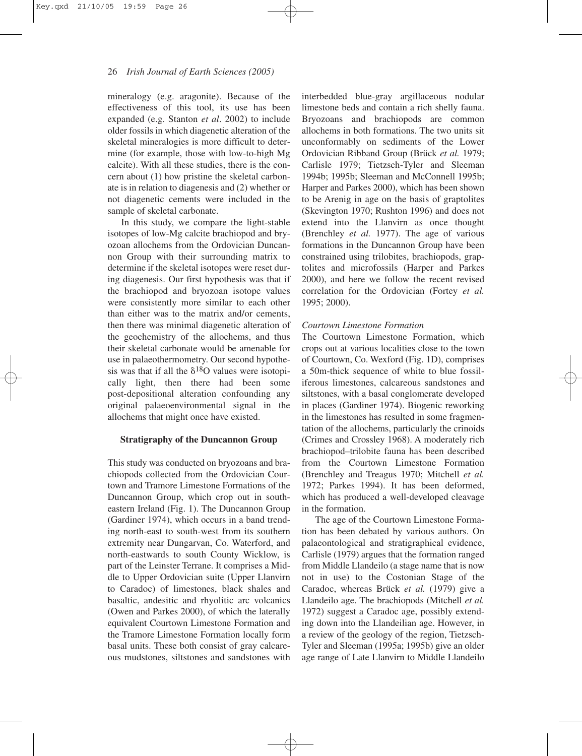mineralogy (e.g. aragonite). Because of the effectiveness of this tool, its use has been expanded (e.g. Stanton *et al*. 2002) to include older fossils in which diagenetic alteration of the skeletal mineralogies is more difficult to determine (for example, those with low-to-high Mg calcite). With all these studies, there is the concern about (1) how pristine the skeletal carbonate is in relation to diagenesis and (2) whether or not diagenetic cements were included in the sample of skeletal carbonate.

In this study, we compare the light-stable isotopes of low-Mg calcite brachiopod and bryozoan allochems from the Ordovician Duncannon Group with their surrounding matrix to determine if the skeletal isotopes were reset during diagenesis. Our first hypothesis was that if the brachiopod and bryozoan isotope values were consistently more similar to each other than either was to the matrix and/or cements, then there was minimal diagenetic alteration of the geochemistry of the allochems, and thus their skeletal carbonate would be amenable for use in palaeothermometry. Our second hypothesis was that if all the $\delta^{18}O$ values were isotopically light, then there had been some post-depositional alteration confounding any original palaeoenvironmental signal in the allochems that might once have existed.

## Stratigraphy of the Duncannon Group

This study was conducted on bryozoans and brachiopods collected from the Ordovician Courtown and Tramore Limestone Formations of the Duncannon Group, which crop out in southeastern Ireland (Fig. 1). The Duncannon Group (Gardiner 1974), which occurs in a band trending north-east to south-west from its southern extremity near Dungarvan, Co. Waterford, and north-eastwards to south County Wicklow, is part of the Leinster Terrane. It comprises a Middle to Upper Ordovician suite (Upper Llanvirn to Caradoc) of limestones, black shales and basaltic, andesitic and rhyolitic arc volcanics (Owen and Parkes 2000), of which the laterally equivalent Courtown Limestone Formation and the Tramore Limestone Formation locally form basal units. These both consist of gray calcareous mudstones, siltstones and sandstones with interbedded blue-gray argillaceous nodular limestone beds and contain a rich shelly fauna. Bryozoans and brachiopods are common allochems in both formations. The two units sit unconformably on sediments of the Lower Ordovician Ribband Group (Brück *et al.* 1979; Carlisle 1979; Tietzsch-Tyler and Sleeman 1994b; 1995b; Sleeman and McConnell 1995b; Harper and Parkes 2000), which has been shown to be Arenig in age on the basis of graptolites (Skevington 1970; Rushton 1996) and does not extend into the Llanvirn as once thought (Brenchley *et al.* 1977). The age of various formations in the Duncannon Group have been constrained using trilobites, brachiopods, graptolites and microfossils (Harper and Parkes 2000), and here we follow the recent revised correlation for the Ordovician (Fortey *et al.* 1995; 2000).

### *Courtown Limestone Formation*

The Courtown Limestone Formation, which crops out at various localities close to the town of Courtown, Co. Wexford (Fig. 1D), comprises a 50m-thick sequence of white to blue fossiliferous limestones, calcareous sandstones and siltstones, with a basal conglomerate developed in places (Gardiner 1974). Biogenic reworking in the limestones has resulted in some fragmentation of the allochems, particularly the crinoids (Crimes and Crossley 1968). A moderately rich brachiopod–trilobite fauna has been described from the Courtown Limestone Formation (Brenchley and Treagus 1970; Mitchell *et al.* 1972; Parkes 1994). It has been deformed, which has produced a well-developed cleavage in the formation.

The age of the Courtown Limestone Formation has been debated by various authors. On palaeontological and stratigraphical evidence, Carlisle (1979) argues that the formation ranged from Middle Llandeilo (a stage name that is now not in use) to the Costonian Stage of the Caradoc, whereas Brück *et al.* (1979) give a Llandeilo age. The brachiopods (Mitchell *et al.* 1972) suggest a Caradoc age, possibly extending down into the Llandeilian age. However, in a review of the geology of the region, Tietzsch-Tyler and Sleeman (1995a; 1995b) give an older age range of Late Llanvirn to Middle Llandeilo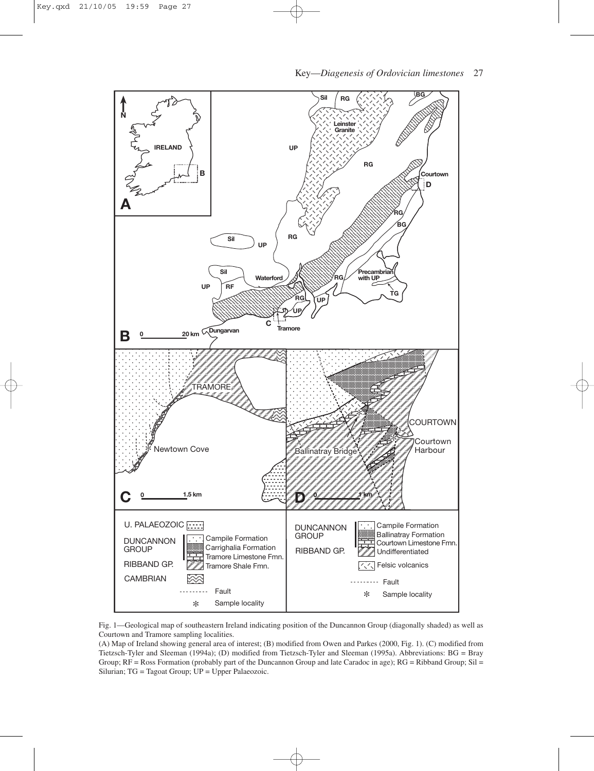Fig. 1—Geological map of southeastern Ireland indicating position of the Duncannon Group (diagonally shaded) as well as Courtown and Tramore sampling localities.

(A) Map of Ireland showing general area of interest; (B) modified from Owen and Parkes (2000, Fig. 1). (C) modified from Tietzsch-Tyler and Sleeman (1994a); (D) modified from Tietzsch-Tyler and Sleeman (1995a). Abbreviations: BG = Bray Group; RF = Ross Formation (probably part of the Duncannon Group and late Caradoc in age); RG = Ribband Group; Sil = Silurian; TG = Tagoat Group; UP = Upper Palaeozoic.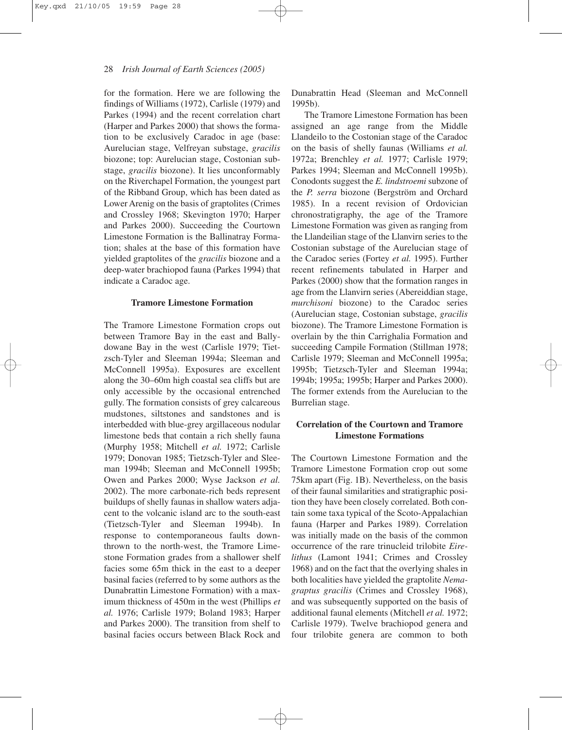for the formation. Here we are following the findings of Williams (1972), Carlisle (1979) and Parkes (1994) and the recent correlation chart (Harper and Parkes 2000) that shows the formation to be exclusively Caradoc in age (base: Aurelucian stage, Velfreyan substage, *gracilis* biozone; top: Aurelucian stage, Costonian substage, *gracilis* biozone). It lies unconformably on the Riverchapel Formation, the youngest part of the Ribband Group, which has been dated as Lower Arenig on the basis of graptolites (Crimes and Crossley 1968; Skevington 1970; Harper and Parkes 2000). Succeeding the Courtown Limestone Formation is the Ballinatray Formation; shales at the base of this formation have yielded graptolites of the *gracilis* biozone and a deep-water brachiopod fauna (Parkes 1994) that indicate a Caradoc age.

### Tramore Limestone Formation

The Tramore Limestone Formation crops out between Tramore Bay in the east and Ballydowane Bay in the west (Carlisle 1979; Tietzsch-Tyler and Sleeman 1994a; Sleeman and McConnell 1995a). Exposures are excellent along the 30–60m high coastal sea cliffs but are only accessible by the occasional entrenched gully. The formation consists of grey calcareous mudstones, siltstones and sandstones and is interbedded with blue-grey argillaceous nodular limestone beds that contain a rich shelly fauna (Murphy 1958; Mitchell *et al.* 1972; Carlisle 1979; Donovan 1985; Tietzsch-Tyler and Sleeman 1994b; Sleeman and McConnell 1995b; Owen and Parkes 2000; Wyse Jackson *et al.* 2002). The more carbonate-rich beds represent buildups of shelly faunas in shallow waters adjacent to the volcanic island arc to the south-east (Tietzsch-Tyler and Sleeman 1994b). In response to contemporaneous faults downthrown to the north-west, the Tramore Limestone Formation grades from a shallower shelf facies some 65m thick in the east to a deeper basinal facies (referred to by some authors as the Dunabrattin Limestone Formation) with a maximum thickness of 450m in the west (Phillips *et al.* 1976; Carlisle 1979; Boland 1983; Harper and Parkes 2000). The transition from shelf to basinal facies occurs between Black Rock and Dunabrattin Head (Sleeman and McConnell 1995b).

The Tramore Limestone Formation has been assigned an age range from the Middle Llandeilo to the Costonian stage of the Caradoc on the basis of shelly faunas (Williams *et al.* 1972a; Brenchley *et al.* 1977; Carlisle 1979; Parkes 1994; Sleeman and McConnell 1995b). Conodonts suggest the *E. lindstroemi* subzone of the *P. serra* biozone (Bergström and Orchard 1985). In a recent revision of Ordovician chronostratigraphy, the age of the Tramore Limestone Formation was given as ranging from the Llandeilian stage of the Llanvirn series to the Costonian substage of the Aurelucian stage of the Caradoc series (Fortey *et al.* 1995). Further recent refinements tabulated in Harper and Parkes (2000) show that the formation ranges in age from the Llanvirn series (Abereiddian stage, *murchisoni* biozone) to the Caradoc series (Aurelucian stage, Costonian substage, *gracilis* biozone). The Tramore Limestone Formation is overlain by the thin Carrighalia Formation and succeeding Campile Formation (Stillman 1978; Carlisle 1979; Sleeman and McConnell 1995a; 1995b; Tietzsch-Tyler and Sleeman 1994a; 1994b; 1995a; 1995b; Harper and Parkes 2000). The former extends from the Aurelucian to the Burrelian stage.

### Correlation of the Courtown and Tramore Limestone Formations

The Courtown Limestone Formation and the Tramore Limestone Formation crop out some 75km apart (Fig. 1B). Nevertheless, on the basis of their faunal similarities and stratigraphic position they have been closely correlated. Both contain some taxa typical of the Scoto-Appalachian fauna (Harper and Parkes 1989). Correlation was initially made on the basis of the common occurrence of the rare trinucleid trilobite *Eirelithus* (Lamont 1941; Crimes and Crossley 1968) and on the fact that the overlying shales in both localities have yielded the graptolite *Nemagraptus gracilis* (Crimes and Crossley 1968), and was subsequently supported on the basis of additional faunal elements (Mitchell *et al.* 1972; Carlisle 1979). Twelve brachiopod genera and four trilobite genera are common to both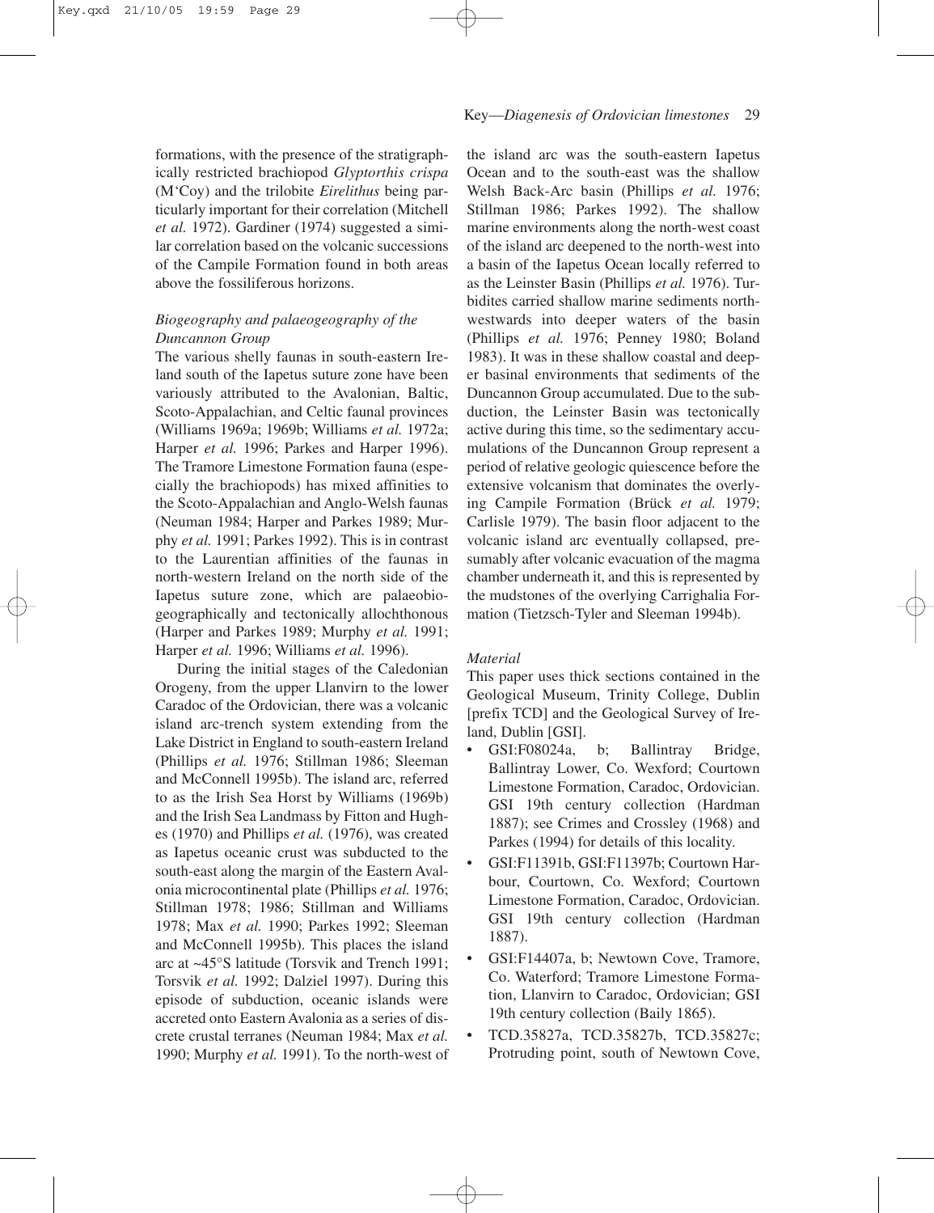formations, with the presence of the stratigraphically restricted brachiopod *Glyptorthis crispa* (M'Coy) and the trilobite *Eirelithus* being particularly important for their correlation (Mitchell *et al.* 1972). Gardiner (1974) suggested a similar correlation based on the volcanic successions of the Campile Formation found in both areas above the fossiliferous horizons.

### *Biogeography and palaeogeography of the Duncannon Group*

The various shelly faunas in south-eastern Ireland south of the Iapetus suture zone have been variously attributed to the Avalonian, Baltic, Scoto-Appalachian, and Celtic faunal provinces (Williams 1969a; 1969b; Williams *et al.* 1972a; Harper *et al.* 1996; Parkes and Harper 1996). The Tramore Limestone Formation fauna (especially the brachiopods) has mixed affinities to the Scoto-Appalachian and Anglo-Welsh faunas (Neuman 1984; Harper and Parkes 1989; Murphy *et al.* 1991; Parkes 1992). This is in contrast to the Laurentian affinities of the faunas in north-western Ireland on the north side of the Iapetus suture zone, which are palaeobiogeographically and tectonically allochthonous (Harper and Parkes 1989; Murphy *et al.* 1991; Harper *et al.* 1996; Williams *et al.* 1996).

During the initial stages of the Caledonian Orogeny, from the upper Llanvirn to the lower Caradoc of the Ordovician, there was a volcanic island arc-trench system extending from the Lake District in England to south-eastern Ireland (Phillips *et al.* 1976; Stillman 1986; Sleeman and McConnell 1995b). The island arc, referred to as the Irish Sea Horst by Williams (1969b) and the Irish Sea Landmass by Fitton and Hughes (1970) and Phillips *et al.* (1976), was created as Iapetus oceanic crust was subducted to the south-east along the margin of the Eastern Avalonia microcontinental plate (Phillips *et al.* 1976; Stillman 1978; 1986; Stillman and Williams 1978; Max *et al.* 1990; Parkes 1992; Sleeman and McConnell 1995b). This places the island arc at ~45°S latitude (Torsvik and Trench 1991; Torsvik *et al.* 1992; Dalziel 1997). During this episode of subduction, oceanic islands were accreted onto Eastern Avalonia as a series of discrete crustal terranes (Neuman 1984; Max *et al.* 1990; Murphy *et al.* 1991). To the north-west of the island arc was the south-eastern Iapetus Ocean and to the south-east was the shallow Welsh Back-Arc basin (Phillips *et al.* 1976; Stillman 1986; Parkes 1992). The shallow marine environments along the north-west coast of the island arc deepened to the north-west into a basin of the Iapetus Ocean locally referred to as the Leinster Basin (Phillips *et al.* 1976). Turbidites carried shallow marine sediments north-westwards into deeper waters of the basin (Phillips *et al.* 1976; Penney 1980; Boland 1983). It was in these shallow coastal and deeper basinal environments that sediments of the Duncannon Group accumulated. Due to the subduction, the Leinster Basin was tectonically active during this time, so the sedimentary accumulations of the Duncannon Group represent a period of relative geologic quiescence before the extensive volcanism that dominates the overlying Campile Formation (Brück *et al.* 1979; Carlisle 1979). The basin floor adjacent to the volcanic island arc eventually collapsed, presumably after volcanic evacuation of the magma chamber underneath it, and this is represented by the mudstones of the overlying Carrighalia Formation (Tietzsch-Tyler and Sleeman 1994b).

### *Material*

This paper uses thick sections contained in the Geological Museum, Trinity College, Dublin [prefix TCD] and the Geological Survey of Ireland, Dublin [GSI].

- GSI:F08024a, b; Ballintray Bridge, Ballintray Lower, Co. Wexford; Courtown Limestone Formation, Caradoc, Ordovician. GSI 19th century collection (Hardman 1887); see Crimes and Crossley (1968) and Parkes (1994) for details of this locality.
- GSI:F11391b, GSI:F11397b; Courtown Harbour, Courtown, Co. Wexford; Courtown Limestone Formation, Caradoc, Ordovician. GSI 19th century collection (Hardman 1887).
- GSI:F14407a, b; Newtown Cove, Tramore, Co. Waterford; Tramore Limestone Formation, Llanvirn to Caradoc, Ordovician; GSI 19th century collection (Baily 1865).
- TCD.35827a, TCD.35827b, TCD.35827c; Protruding point, south of Newtown Cove,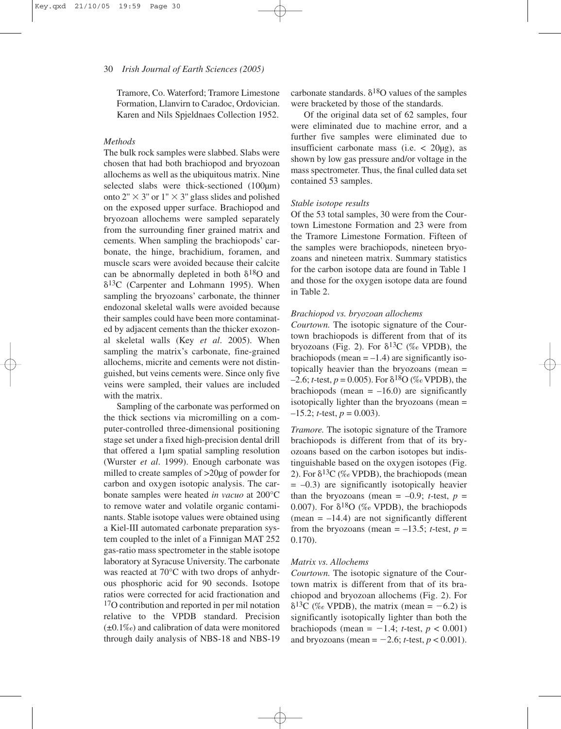Tramore, Co. Waterford; Tramore Limestone Formation, Llanvirn to Caradoc, Ordovician. Karen and Nils Spjeldnaes Collection 1952.

*Methods*

The bulk rock samples were slabbed. Slabs were chosen that had both brachiopod and bryozoan allochems as well as the ubiquitous matrix. Nine selected slabs were thick-sectioned (100μm) onto 2" × 3" or 1" × 3" glass slides and polished on the exposed upper surface. Brachiopod and bryozoan allochems were sampled separately from the surrounding finer grained matrix and cements. When sampling the brachiopods' carbonate, the hinge, brachidium, foramen, and muscle scars were avoided because their calcite can be abnormally depleted in both $\delta^{18}O$ and $\delta^{13}C$ (Carpenter and Lohmann 1995). When sampling the bryozoans' carbonate, the thinner endozonal skeletal walls were avoided because their samples could have been more contaminated by adjacent cements than the thicker exozonal skeletal walls (Key *et al*. 2005). When sampling the matrix's carbonate, fine-grained allochems, micrite and cements were not distinguished, but veins cements were. Since only five veins were sampled, their values are included with the matrix.

Sampling of the carbonate was performed on the thick sections via micromilling on a computer-controlled three-dimensional positioning stage set under a fixed high-precision dental drill that offered a 1μm spatial sampling resolution (Wurster *et al*. 1999). Enough carbonate was milled to create samples of >20μg of powder for carbon and oxygen isotopic analysis. The carbonate samples were heated *in vacuo* at 200°C to remove water and volatile organic contaminants. Stable isotope values were obtained using a Kiel-III automated carbonate preparation system coupled to the inlet of a Finnigan MAT 252 gas-ratio mass spectrometer in the stable isotope laboratory at Syracuse University. The carbonate was reacted at 70°C with two drops of anhydrous phosphoric acid for 90 seconds. Isotope ratios were corrected for acid fractionation and $^{17}O$ contribution and reported in per mil notation relative to the VPDB standard. Precision (±0.1‰) and calibration of data were monitored through daily analysis of NBS-18 and NBS-19 carbonate standards. $\delta^{18}O$ values of the samples were bracketed by those of the standards.

Of the original data set of 62 samples, four were eliminated due to machine error, and a further five samples were eliminated due to insufficient carbonate mass (i.e. < 20μg), as shown by low gas pressure and/or voltage in the mass spectrometer. Thus, the final culled data set contained 53 samples.

*Stable isotope results*

Of the 53 total samples, 30 were from the Courtown Limestone Formation and 23 were from the Tramore Limestone Formation. Fifteen of the samples were brachiopods, nineteen bryozoans and nineteen matrix. Summary statistics for the carbon isotope data are found in Table 1 and those for the oxygen isotope data are found in Table 2.

*Brachiopod vs. bryozoan allochems*

*Courtown.* The isotopic signature of the Courtown brachiopods is different from that of its bryozoans (Fig. 2). For $\delta^{13}C$ (‰ VPDB), the brachiopods (mean = –1.4) are significantly isotopically heavier than the bryozoans (mean = –2.6; *t*-test, $p = 0.005$). For $\delta^{18}O$ (‰ VPDB), the brachiopods (mean = –16.0) are significantly isotopically lighter than the bryozoans (mean = –15.2; *t*-test, $p = 0.003$).

*Tramore.* The isotopic signature of the Tramore brachiopods is different from that of its bryozoans based on the carbon isotopes but indistinguishable based on the oxygen isotopes (Fig. 2). For $\delta^{13}C$ (‰ VPDB), the brachiopods (mean = –0.3) are significantly isotopically heavier than the bryozoans (mean = –0.9; *t*-test, $p = 0.007$). For $\delta^{18}O$ (‰ VPDB), the brachiopods (mean = –14.4) are not significantly different from the bryozoans (mean = –13.5; *t*-test, $p = 0.170$).

*Matrix vs. Allochems*

*Courtown.* The isotopic signature of the Courtown matrix is different from that of its brachiopod and bryozoan allochems (Fig. 2). For $\delta^{13}C$ (‰ VPDB), the matrix (mean = −6.2) is significantly isotopically lighter than both the brachiopods (mean = −1.4; *t*-test, $p < 0.001$) and bryozoans (mean = −2.6; *t*-test, $p < 0.001$).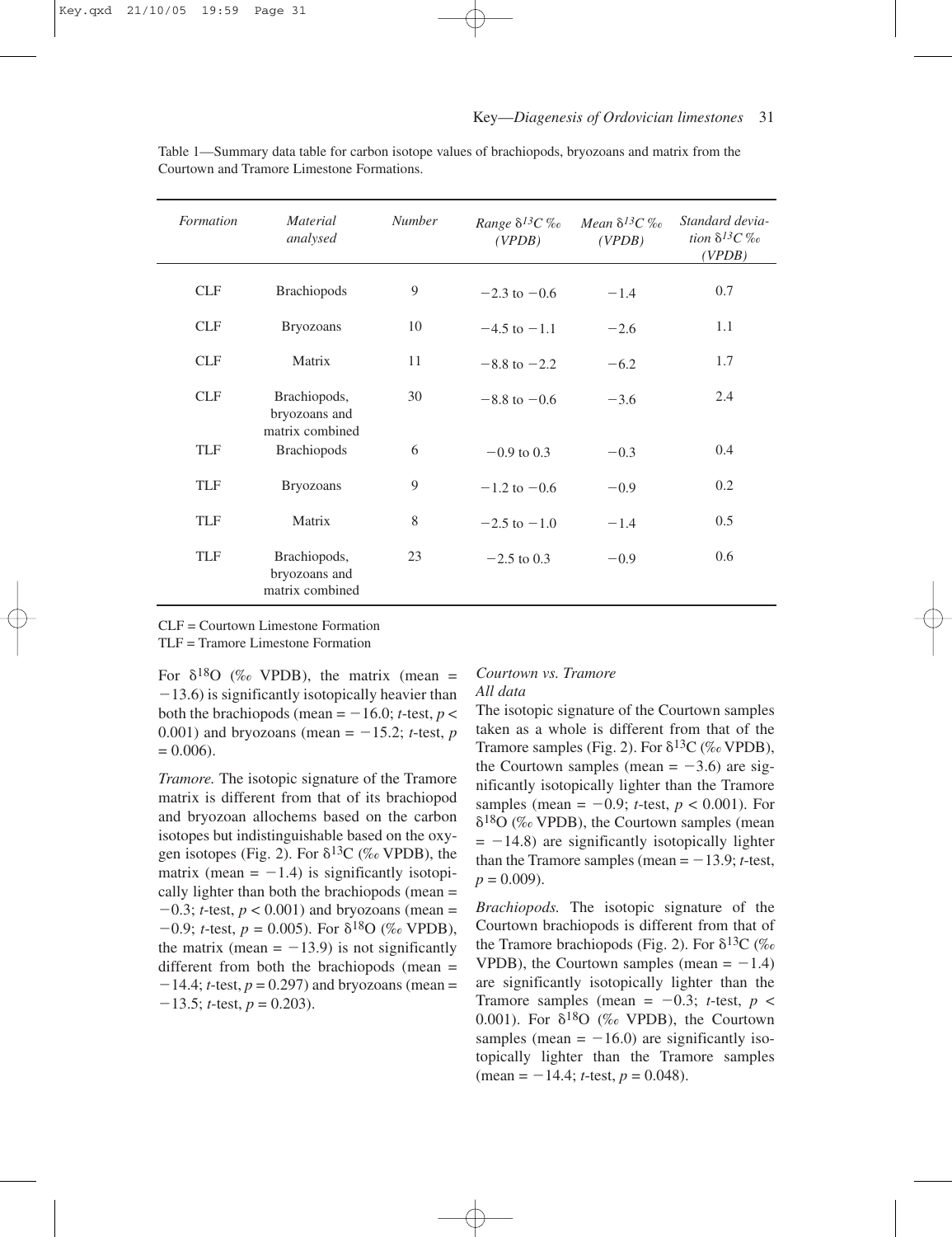Table 1—Summary data table for carbon isotope values of brachiopods, bryozoans and matrix from the Courtown and Tramore Limestone Formations.

| *Formation* | *Material analysed* | *Number* | *Range $\delta^{13}C$ ‰ (VPDB)* | *Mean $\delta^{13}C$ ‰ (VPDB)* | *Standard deviation $\delta^{13}C$ ‰ (VPDB)* |
|---|---|---|---|---|---|
| CLF | Brachiopods | 9 | −2.3 to −0.6 | −1.4 | 0.7 |
| CLF | Bryozoans | 10 | −4.5 to −1.1 | −2.6 | 1.1 |
| CLF | Matrix | 11 | −8.8 to −2.2 | −6.2 | 1.7 |
| CLF | Brachiopods, bryozoans and matrix combined | 30 | −8.8 to −0.6 | −3.6 | 2.4 |
| TLF | Brachiopods | 6 | −0.9 to 0.3 | −0.3 | 0.4 |
| TLF | Bryozoans | 9 | −1.2 to −0.6 | −0.9 | 0.2 |
| TLF | Matrix | 8 | −2.5 to −1.0 | −1.4 | 0.5 |
| TLF | Brachiopods, bryozoans and matrix combined | 23 | −2.5 to 0.3 | −0.9 | 0.6 |

CLF = Courtown Limestone Formation
TLF = Tramore Limestone Formation

For $\delta^{18}O$ (‰ VPDB), the matrix (mean = −13.6) is significantly isotopically heavier than both the brachiopods (mean = −16.0; *t*-test, $p < 0.001$) and bryozoans (mean = −15.2; *t*-test, $p = 0.006$).

*Tramore.* The isotopic signature of the Tramore matrix is different from that of its brachiopod and bryozoan allochems based on the carbon isotopes but indistinguishable based on the oxygen isotopes (Fig. 2). For $\delta^{13}C$ (‰ VPDB), the matrix (mean = −1.4) is significantly isotopically lighter than both the brachiopods (mean = −0.3; *t*-test, $p < 0.001$) and bryozoans (mean = −0.9; *t*-test, $p = 0.005$). For $\delta^{18}O$ (‰ VPDB), the matrix (mean = −13.9) is not significantly different from both the brachiopods (mean = −14.4; *t*-test, $p = 0.297$) and bryozoans (mean = −13.5; *t*-test, $p = 0.203$).

*Courtown vs. Tramore*

*All data*

The isotopic signature of the Courtown samples taken as a whole is different from that of the Tramore samples (Fig. 2). For $\delta^{13}C$ (‰ VPDB), the Courtown samples (mean = −3.6) are significantly isotopically lighter than the Tramore samples (mean = −0.9; *t*-test, $p < 0.001$). For $\delta^{18}O$ (‰ VPDB), the Courtown samples (mean = −14.8) are significantly isotopically lighter than the Tramore samples (mean = −13.9; *t*-test, $p = 0.009$).

*Brachiopods.* The isotopic signature of the Courtown brachiopods is different from that of the Tramore brachiopods (Fig. 2). For $\delta^{13}C$ (‰ VPDB), the Courtown samples (mean = −1.4) are significantly isotopically lighter than the Tramore samples (mean = −0.3; *t*-test, $p < 0.001$). For $\delta^{18}O$ (‰ VPDB), the Courtown samples (mean = −16.0) are significantly isotopically lighter than the Tramore samples (mean = −14.4; *t*-test, $p = 0.048$).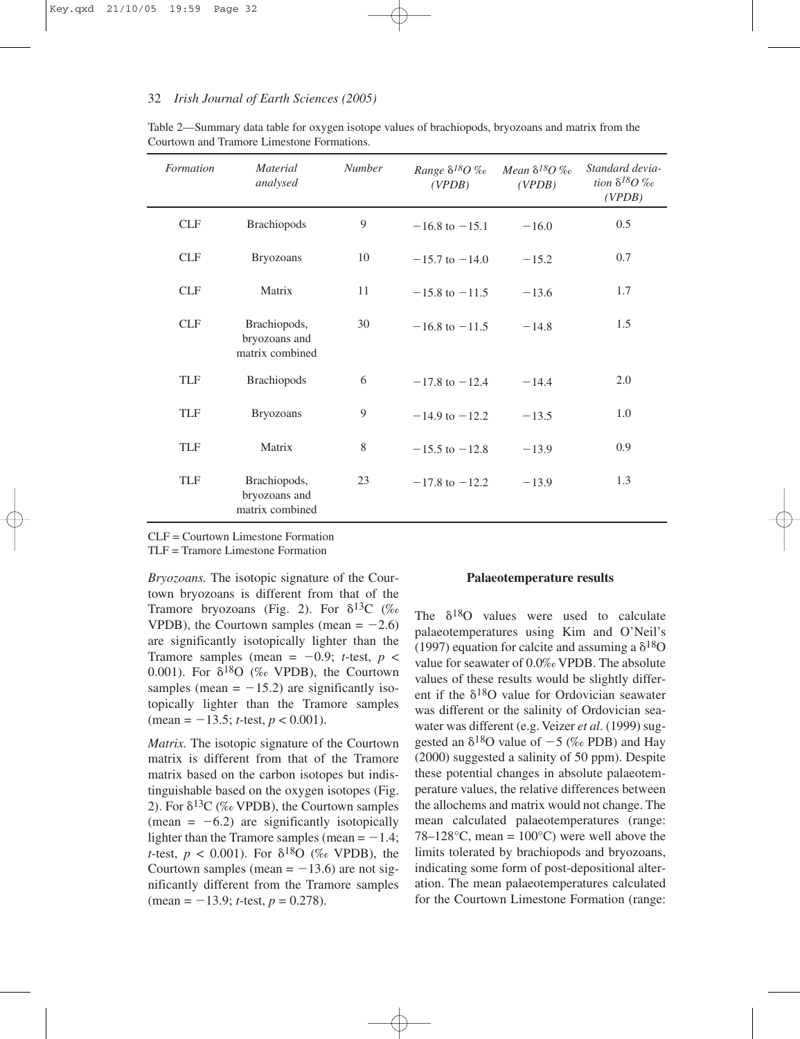Table 2—Summary data table for oxygen isotope values of brachiopods, bryozoans and matrix from the Courtown and Tramore Limestone Formations.

| *Formation* | *Material analysed* | *Number* | *Range $\delta^{18}O$ ‰ (VPDB)* | *Mean $\delta^{18}O$ ‰ (VPDB)* | *Standard deviation $\delta^{18}O$ ‰ (VPDB)* |
|---|---|---|---|---|---|
| CLF | Brachiopods | 9 | −16.8 to −15.1 | −16.0 | 0.5 |
| CLF | Bryozoans | 10 | −15.7 to −14.0 | −15.2 | 0.7 |
| CLF | Matrix | 11 | −15.8 to −11.5 | −13.6 | 1.7 |
| CLF | Brachiopods, bryozoans and matrix combined | 30 | −16.8 to −11.5 | −14.8 | 1.5 |
| TLF | Brachiopods | 6 | −17.8 to −12.4 | −14.4 | 2.0 |
| TLF | Bryozoans | 9 | −14.9 to −12.2 | −13.5 | 1.0 |
| TLF | Matrix | 8 | −15.5 to −12.8 | −13.9 | 0.9 |
| TLF | Brachiopods, bryozoans and matrix combined | 23 | −17.8 to −12.2 | −13.9 | 1.3 |

CLF = Courtown Limestone Formation
TLF = Tramore Limestone Formation

*Bryozoans.* The isotopic signature of the Courtown bryozoans is different from that of the Tramore bryozoans (Fig. 2). For $\delta^{13}C$ (‰ VPDB), the Courtown samples (mean = −2.6) are significantly isotopically lighter than the Tramore samples (mean = −0.9; *t*-test, $p < 0.001$). For $\delta^{18}O$ (‰ VPDB), the Courtown samples (mean = −15.2) are significantly isotopically lighter than the Tramore samples (mean = −13.5; *t*-test, $p < 0.001$).

*Matrix.* The isotopic signature of the Courtown matrix is different from that of the Tramore matrix based on the carbon isotopes but indistinguishable based on the oxygen isotopes (Fig. 2). For $\delta^{13}C$ (‰ VPDB), the Courtown samples (mean = −6.2) are significantly isotopically lighter than the Tramore samples (mean = −1.4; *t*-test, $p < 0.001$). For $\delta^{18}O$ (‰ VPDB), the Courtown samples (mean = −13.6) are not significantly different from the Tramore samples (mean = −13.9; *t*-test, $p = 0.278$).

### Palaeotemperature results

The $\delta^{18}O$ values were used to calculate palaeotemperatures using Kim and O'Neil's (1997) equation for calcite and assuming a $\delta^{18}O$ value for seawater of 0.0‰ VPDB. The absolute values of these results would be slightly different if the $\delta^{18}O$ value for Ordovician seawater was different or the salinity of Ordovician seawater was different (e.g. Veizer *et al*. (1999) suggested an $\delta^{18}O$ value of −5 (‰ PDB) and Hay (2000) suggested a salinity of 50 ppm). Despite these potential changes in absolute palaeotemperature values, the relative differences between the allochems and matrix would not change. The mean calculated palaeotemperatures (range: 78–128°C, mean = 100°C) were well above the limits tolerated by brachiopods and bryozoans, indicating some form of post-depositional alteration. The mean palaeotemperatures calculated for the Courtown Limestone Formation (range: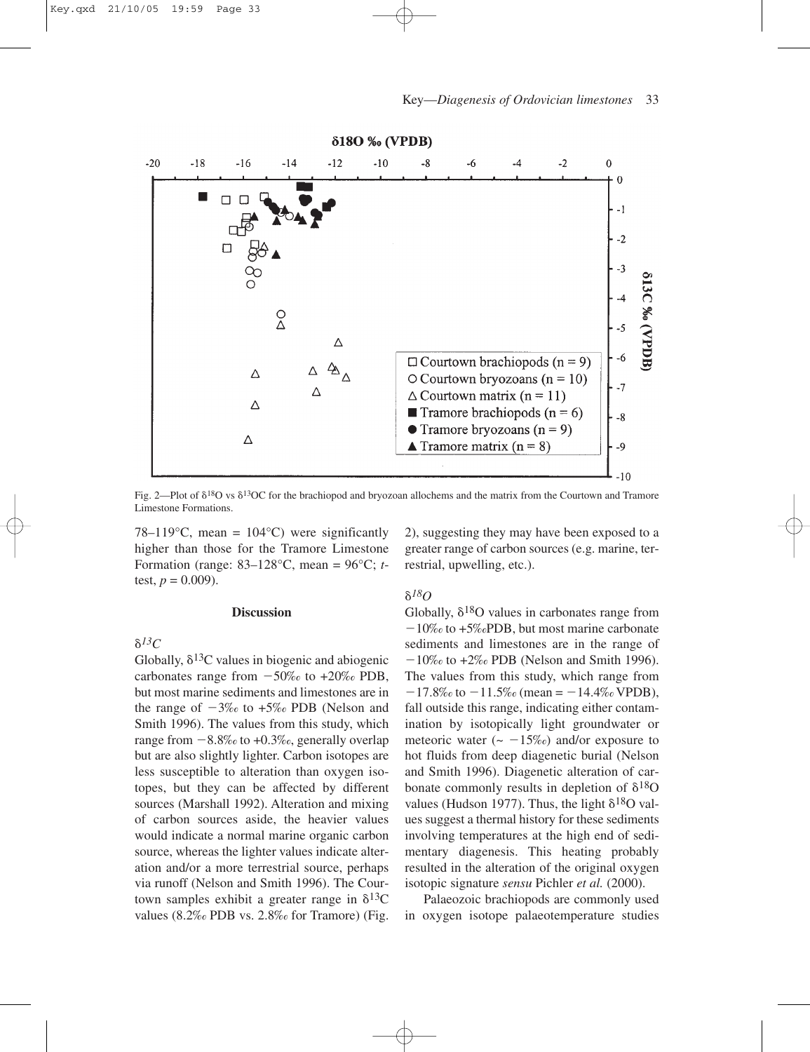Fig. 2—Plot of $\delta^{18}O$ vs $\delta^{13}OC$ for the brachiopod and bryozoan allochems and the matrix from the Courtown and Tramore Limestone Formations.

78–119°C, mean = 104°C) were significantly higher than those for the Tramore Limestone Formation (range: 83–128°C, mean = 96°C; *t*-test, $p = 0.009$).

## Discussion

### $\delta^{13}C$

Globally, $\delta^{13}C$ values in biogenic and abiogenic carbonates range from −50‰ to +20‰ PDB, but most marine sediments and limestones are in the range of −3‰ to +5‰ PDB (Nelson and Smith 1996). The values from this study, which range from −8.8‰ to +0.3‰, generally overlap but are also slightly lighter. Carbon isotopes are less susceptible to alteration than oxygen isotopes, but they can be affected by different sources (Marshall 1992). Alteration and mixing of carbon sources aside, the heavier values would indicate a normal marine organic carbon source, whereas the lighter values indicate alteration and/or a more terrestrial source, perhaps via runoff (Nelson and Smith 1996). The Courtown samples exhibit a greater range in $\delta^{13}C$ values (8.2‰ PDB vs. 2.8‰ for Tramore) (Fig. 2), suggesting they may have been exposed to a greater range of carbon sources (e.g. marine, terrestrial, upwelling, etc.).

### $\delta^{18}O$

Globally, $\delta^{18}O$ values in carbonates range from −10‰ to +5‰PDB, but most marine carbonate sediments and limestones are in the range of −10‰ to +2‰ PDB (Nelson and Smith 1996). The values from this study, which range from −17.8‰ to −11.5‰ (mean = −14.4‰ VPDB), fall outside this range, indicating either contamination by isotopically light groundwater or meteoric water (~ −15‰) and/or exposure to hot fluids from deep diagenetic burial (Nelson and Smith 1996). Diagenetic alteration of carbonate commonly results in depletion of $\delta^{18}O$ values (Hudson 1977). Thus, the light $\delta^{18}O$ values suggest a thermal history for these sediments involving temperatures at the high end of sedimentary diagenesis. This heating probably resulted in the alteration of the original oxygen isotopic signature *sensu* Pichler *et al.* (2000).

Palaeozoic brachiopods are commonly used in oxygen isotope palaeotemperature studies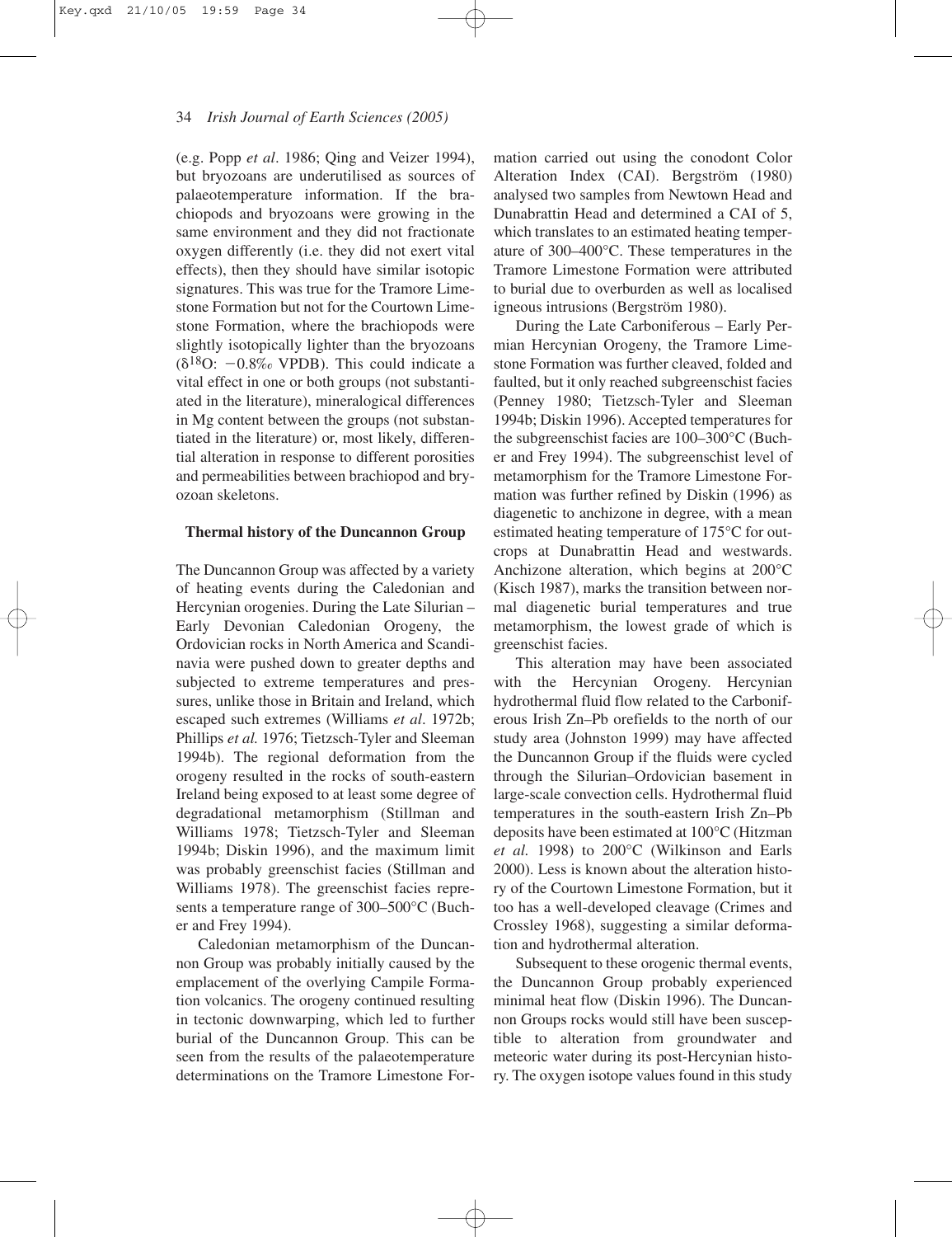(e.g. Popp *et al*. 1986; Qing and Veizer 1994), but bryozoans are underutilised as sources of palaeotemperature information. If the brachiopods and bryozoans were growing in the same environment and they did not fractionate oxygen differently (i.e. they did not exert vital effects), then they should have similar isotopic signatures. This was true for the Tramore Limestone Formation but not for the Courtown Limestone Formation, where the brachiopods were slightly isotopically lighter than the bryozoans ($\delta^{18}O$: −0.8‰ VPDB). This could indicate a vital effect in one or both groups (not substantiated in the literature), mineralogical differences in Mg content between the groups (not substantiated in the literature) or, most likely, differential alteration in response to different porosities and permeabilities between brachiopod and bryozoan skeletons.

### Thermal history of the Duncannon Group

The Duncannon Group was affected by a variety of heating events during the Caledonian and Hercynian orogenies. During the Late Silurian – Early Devonian Caledonian Orogeny, the Ordovician rocks in North America and Scandinavia were pushed down to greater depths and subjected to extreme temperatures and pressures, unlike those in Britain and Ireland, which escaped such extremes (Williams *et al*. 1972b; Phillips *et al.* 1976; Tietzsch-Tyler and Sleeman 1994b). The regional deformation from the orogeny resulted in the rocks of south-eastern Ireland being exposed to at least some degree of degradational metamorphism (Stillman and Williams 1978; Tietzsch-Tyler and Sleeman 1994b; Diskin 1996), and the maximum limit was probably greenschist facies (Stillman and Williams 1978). The greenschist facies represents a temperature range of 300–500°C (Bucher and Frey 1994).

Caledonian metamorphism of the Duncannon Group was probably initially caused by the emplacement of the overlying Campile Formation volcanics. The orogeny continued resulting in tectonic downwarping, which led to further burial of the Duncannon Group. This can be seen from the results of the palaeotemperature determinations on the Tramore Limestone Formation carried out using the conodont Color Alteration Index (CAI). Bergström (1980) analysed two samples from Newtown Head and Dunabrattin Head and determined a CAI of 5, which translates to an estimated heating temperature of 300–400°C. These temperatures in the Tramore Limestone Formation were attributed to burial due to overburden as well as localised igneous intrusions (Bergström 1980).

During the Late Carboniferous – Early Permian Hercynian Orogeny, the Tramore Limestone Formation was further cleaved, folded and faulted, but it only reached subgreenschist facies (Penney 1980; Tietzsch-Tyler and Sleeman 1994b; Diskin 1996). Accepted temperatures for the subgreenschist facies are 100–300°C (Bucher and Frey 1994). The subgreenschist level of metamorphism for the Tramore Limestone Formation was further refined by Diskin (1996) as diagenetic to anchizone in degree, with a mean estimated heating temperature of 175°C for outcrops at Dunabrattin Head and westwards. Anchizone alteration, which begins at 200°C (Kisch 1987), marks the transition between normal diagenetic burial temperatures and true metamorphism, the lowest grade of which is greenschist facies.

This alteration may have been associated with the Hercynian Orogeny. Hercynian hydrothermal fluid flow related to the Carboniferous Irish Zn–Pb orefields to the north of our study area (Johnston 1999) may have affected the Duncannon Group if the fluids were cycled through the Silurian–Ordovician basement in large-scale convection cells. Hydrothermal fluid temperatures in the south-eastern Irish Zn–Pb deposits have been estimated at 100°C (Hitzman *et al.* 1998) to 200°C (Wilkinson and Earls 2000). Less is known about the alteration history of the Courtown Limestone Formation, but it too has a well-developed cleavage (Crimes and Crossley 1968), suggesting a similar deformation and hydrothermal alteration.

Subsequent to these orogenic thermal events, the Duncannon Group probably experienced minimal heat flow (Diskin 1996). The Duncannon Groups rocks would still have been susceptible to alteration from groundwater and meteoric water during its post-Hercynian history. The oxygen isotope values found in this study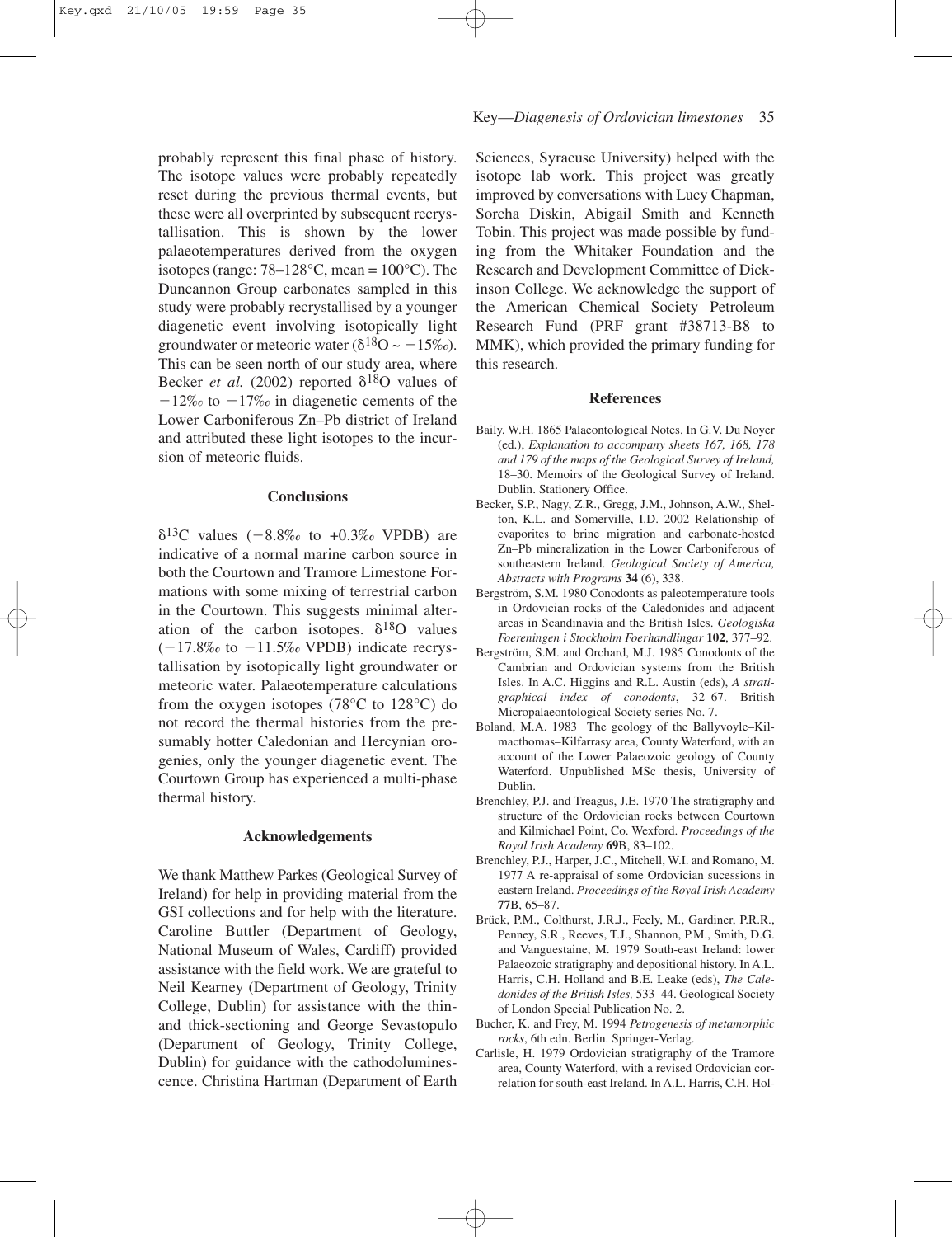probably represent this final phase of history. The isotope values were probably repeatedly reset during the previous thermal events, but these were all overprinted by subsequent recrystallisation. This is shown by the lower palaeotemperatures derived from the oxygen isotopes (range: 78–128°C, mean = 100°C). The Duncannon Group carbonates sampled in this study were probably recrystallised by a younger diagenetic event involving isotopically light groundwater or meteoric water ($\delta^{18}O \sim -15‰$). This can be seen north of our study area, where Becker *et al.* (2002) reported $\delta^{18}O$ values of $-12‰$ to $-17‰$ in diagenetic cements of the Lower Carboniferous Zn–Pb district of Ireland and attributed these light isotopes to the incursion of meteoric fluids.

## Conclusions

$\delta^{13}C$ values ($-8.8‰$ to $+0.3‰$ VPDB) are indicative of a normal marine carbon source in both the Courtown and Tramore Limestone Formations with some mixing of terrestrial carbon in the Courtown. This suggests minimal alteration of the carbon isotopes. $\delta^{18}O$ values ($-17.8‰$ to $-11.5‰$ VPDB) indicate recrystallisation by isotopically light groundwater or meteoric water. Palaeotemperature calculations from the oxygen isotopes (78°C to 128°C) do not record the thermal histories from the presumably hotter Caledonian and Hercynian orogenies, only the younger diagenetic event. The Courtown Group has experienced a multi-phase thermal history.

## Acknowledgements

We thank Matthew Parkes (Geological Survey of Ireland) for help in providing material from the GSI collections and for help with the literature. Caroline Buttler (Department of Geology, National Museum of Wales, Cardiff) provided assistance with the field work. We are grateful to Neil Kearney (Department of Geology, Trinity College, Dublin) for assistance with the thin- and thick-sectioning and George Sevastopulo (Department of Geology, Trinity College, Dublin) for guidance with the cathodoluminescence. Christina Hartman (Department of Earth Sciences, Syracuse University) helped with the isotope lab work. This project was greatly improved by conversations with Lucy Chapman, Sorcha Diskin, Abigail Smith and Kenneth Tobin. This project was made possible by funding from the Whitaker Foundation and the Research and Development Committee of Dickinson College. We acknowledge the support of the American Chemical Society Petroleum Research Fund (PRF grant #38713-B8 to MMK), which provided the primary funding for this research.

## References

Baily, W.H. 1865 Palaeontological Notes. In G.V. Du Noyer (ed.), *Explanation to accompany sheets 167, 168, 178 and 179 of the maps of the Geological Survey of Ireland,* 18–30. Memoirs of the Geological Survey of Ireland. Dublin. Stationery Office.

Becker, S.P., Nagy, Z.R., Gregg, J.M., Johnson, A.W., Shelton, K.L. and Somerville, I.D. 2002 Relationship of evaporites to brine migration and carbonate-hosted Zn–Pb mineralization in the Lower Carboniferous of southeastern Ireland. *Geological Society of America, Abstracts with Programs* **34** (6), 338.

Bergström, S.M. 1980 Conodonts as paleotemperature tools in Ordovician rocks of the Caledonides and adjacent areas in Scandinavia and the British Isles. *Geologiska Foereningen i Stockholm Foerhandlingar* **102**, 377–92.

Bergström, S.M. and Orchard, M.J. 1985 Conodonts of the Cambrian and Ordovician systems from the British Isles. In A.C. Higgins and R.L. Austin (eds), *A stratigraphical index of conodonts*, 32–67. British Micropalaeontological Society series No. 7.

Boland, M.A. 1983 The geology of the Ballyvoyle–Kilmacthomas–Kilfarrasy area, County Waterford, with an account of the Lower Palaeozoic geology of County Waterford. Unpublished MSc thesis, University of Dublin.

Brenchley, P.J. and Treagus, J.E. 1970 The stratigraphy and structure of the Ordovician rocks between Courtown and Kilmichael Point, Co. Wexford. *Proceedings of the Royal Irish Academy* **69**B, 83–102.

Brenchley, P.J., Harper, J.C., Mitchell, W.I. and Romano, M. 1977 A re-appraisal of some Ordovician sucessions in eastern Ireland. *Proceedings of the Royal Irish Academy* **77**B, 65–87.

Brück, P.M., Colthurst, J.R.J., Feely, M., Gardiner, P.R.R., Penney, S.R., Reeves, T.J., Shannon, P.M., Smith, D.G. and Vanguestaine, M. 1979 South-east Ireland: lower Palaeozoic stratigraphy and depositional history. In A.L. Harris, C.H. Holland and B.E. Leake (eds), *The Caledonides of the British Isles,* 533–44. Geological Society of London Special Publication No. 2.

Bucher, K. and Frey, M. 1994 *Petrogenesis of metamorphic rocks*, 6th edn. Berlin. Springer-Verlag.

Carlisle, H. 1979 Ordovician stratigraphy of the Tramore area, County Waterford, with a revised Ordovician correlation for south-east Ireland. In A.L. Harris, C.H. Hol-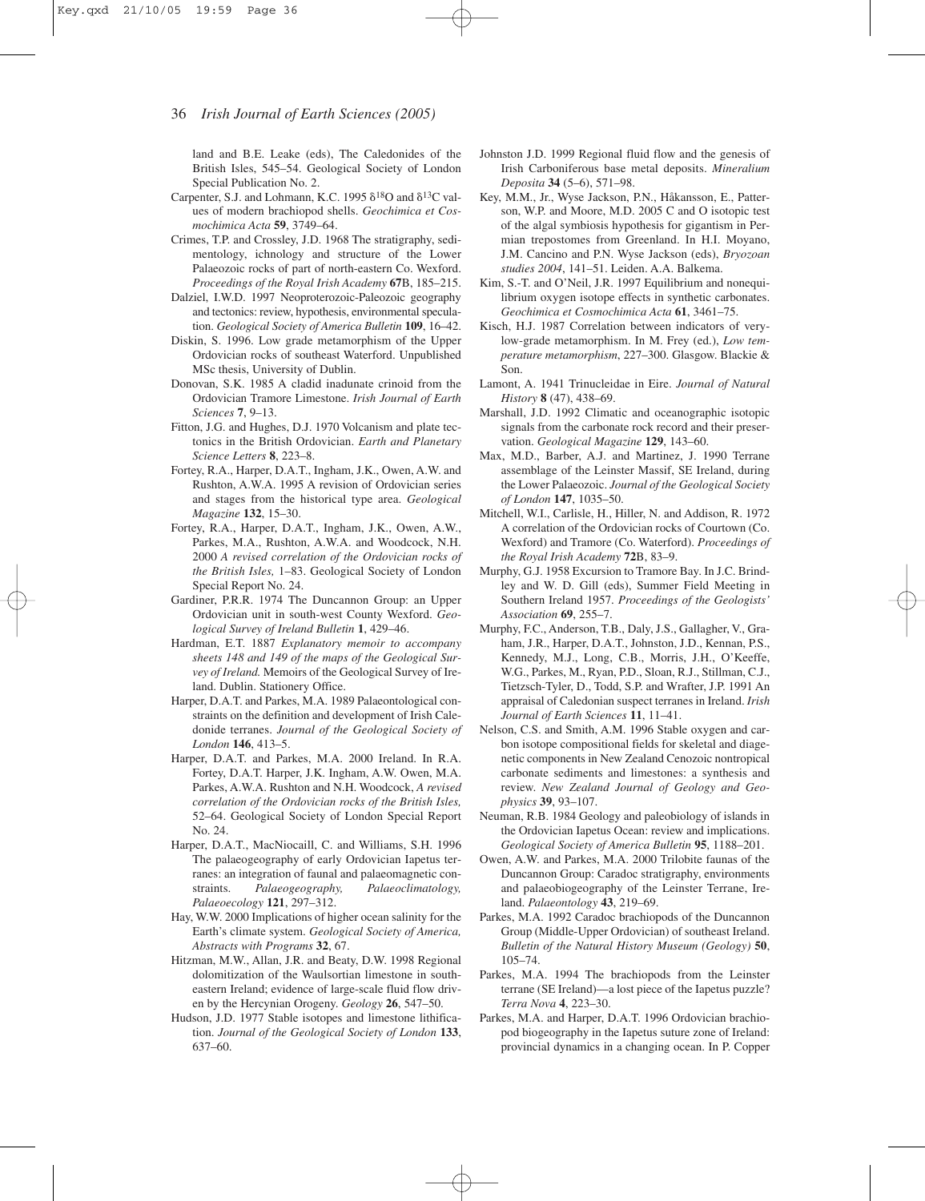land and B.E. Leake (eds), The Caledonides of the British Isles, 545–54. Geological Society of London Special Publication No. 2.

Carpenter, S.J. and Lohmann, K.C. 1995 $\delta^{18}O$ and $\delta^{13}C$ values of modern brachiopod shells. *Geochimica et Cosmochimica Acta* **59**, 3749–64.

Crimes, T.P. and Crossley, J.D. 1968 The stratigraphy, sedimentology, ichnology and structure of the Lower Palaeozoic rocks of part of north-eastern Co. Wexford. *Proceedings of the Royal Irish Academy* **67**B, 185–215.

Dalziel, I.W.D. 1997 Neoproterozoic-Paleozoic geography and tectonics: review, hypothesis, environmental speculation. *Geological Society of America Bulletin* **109**, 16–42.

Diskin, S. 1996. Low grade metamorphism of the Upper Ordovician rocks of southeast Waterford. Unpublished MSc thesis, University of Dublin.

Donovan, S.K. 1985 A cladid inadunate crinoid from the Ordovician Tramore Limestone. *Irish Journal of Earth Sciences* **7**, 9–13.

Fitton, J.G. and Hughes, D.J. 1970 Volcanism and plate tectonics in the British Ordovician. *Earth and Planetary Science Letters* **8**, 223–8.

Fortey, R.A., Harper, D.A.T., Ingham, J.K., Owen, A.W. and Rushton, A.W.A. 1995 A revision of Ordovician series and stages from the historical type area. *Geological Magazine* **132**, 15–30.

Fortey, R.A., Harper, D.A.T., Ingham, J.K., Owen, A.W., Parkes, M.A., Rushton, A.W.A. and Woodcock, N.H. 2000 *A revised correlation of the Ordovician rocks of the British Isles,* 1–83. Geological Society of London Special Report No. 24.

Gardiner, P.R.R. 1974 The Duncannon Group: an Upper Ordovician unit in south-west County Wexford. *Geological Survey of Ireland Bulletin* **1**, 429–46.

Hardman, E.T. 1887 *Explanatory memoir to accompany sheets 148 and 149 of the maps of the Geological Survey of Ireland.* Memoirs of the Geological Survey of Ireland. Dublin. Stationery Office.

Harper, D.A.T. and Parkes, M.A. 1989 Palaeontological constraints on the definition and development of Irish Caledonide terranes. *Journal of the Geological Society of London* **146**, 413–5.

Harper, D.A.T. and Parkes, M.A. 2000 Ireland. In R.A. Fortey, D.A.T. Harper, J.K. Ingham, A.W. Owen, M.A. Parkes, A.W.A. Rushton and N.H. Woodcock, *A revised correlation of the Ordovician rocks of the British Isles,* 52–64. Geological Society of London Special Report No. 24.

Harper, D.A.T., MacNiocaill, C. and Williams, S.H. 1996 The palaeogeography of early Ordovician Iapetus terranes: an integration of faunal and palaeomagnetic constraints. *Palaeogeography, Palaeoclimatology, Palaeoecology* **121**, 297–312.

Hay, W.W. 2000 Implications of higher ocean salinity for the Earth's climate system. *Geological Society of America, Abstracts with Programs* **32**, 67.

Hitzman, M.W., Allan, J.R. and Beaty, D.W. 1998 Regional dolomitization of the Waulsortian limestone in southeastern Ireland; evidence of large-scale fluid flow driven by the Hercynian Orogeny. *Geology* **26**, 547–50.

Hudson, J.D. 1977 Stable isotopes and limestone lithification. *Journal of the Geological Society of London* **133**, 637–60.

Johnston J.D. 1999 Regional fluid flow and the genesis of Irish Carboniferous base metal deposits. *Mineralium Deposita* **34** (5–6), 571–98.

Key, M.M., Jr., Wyse Jackson, P.N., Håkansson, E., Patterson, W.P. and Moore, M.D. 2005 C and O isotopic test of the algal symbiosis hypothesis for gigantism in Permian trepostomes from Greenland. In H.I. Moyano, J.M. Cancino and P.N. Wyse Jackson (eds), *Bryozoan studies 2004*, 141–51. Leiden. A.A. Balkema.

Kim, S.-T. and O'Neil, J.R. 1997 Equilibrium and nonequilibrium oxygen isotope effects in synthetic carbonates. *Geochimica et Cosmochimica Acta* **61**, 3461–75.

Kisch, H.J. 1987 Correlation between indicators of very-low-grade metamorphism. In M. Frey (ed.), *Low temperature metamorphism*, 227–300. Glasgow. Blackie & Son.

Lamont, A. 1941 Trinucleidae in Eire. *Journal of Natural History* **8** (47), 438–69.

Marshall, J.D. 1992 Climatic and oceanographic isotopic signals from the carbonate rock record and their preservation. *Geological Magazine* **129**, 143–60.

Max, M.D., Barber, A.J. and Martinez, J. 1990 Terrane assemblage of the Leinster Massif, SE Ireland, during the Lower Palaeozoic. *Journal of the Geological Society of London* **147**, 1035–50.

Mitchell, W.I., Carlisle, H., Hiller, N. and Addison, R. 1972 A correlation of the Ordovician rocks of Courtown (Co. Wexford) and Tramore (Co. Waterford). *Proceedings of the Royal Irish Academy* **72**B, 83–9.

Murphy, G.J. 1958 Excursion to Tramore Bay. In J.C. Brindley and W. D. Gill (eds), Summer Field Meeting in Southern Ireland 1957. *Proceedings of the Geologists' Association* **69**, 255–7.

Murphy, F.C., Anderson, T.B., Daly, J.S., Gallagher, V., Graham, J.R., Harper, D.A.T., Johnston, J.D., Kennan, P.S., Kennedy, M.J., Long, C.B., Morris, J.H., O'Keeffe, W.G., Parkes, M., Ryan, P.D., Sloan, R.J., Stillman, C.J., Tietzsch-Tyler, D., Todd, S.P. and Wrafter, J.P. 1991 An appraisal of Caledonian suspect terranes in Ireland. *Irish Journal of Earth Sciences* **11**, 11–41.

Nelson, C.S. and Smith, A.M. 1996 Stable oxygen and carbon isotope compositional fields for skeletal and diagenetic components in New Zealand Cenozoic nontropical carbonate sediments and limestones: a synthesis and review. *New Zealand Journal of Geology and Geophysics* **39**, 93–107.

Neuman, R.B. 1984 Geology and paleobiology of islands in the Ordovician Iapetus Ocean: review and implications. *Geological Society of America Bulletin* **95**, 1188–201.

Owen, A.W. and Parkes, M.A. 2000 Trilobite faunas of the Duncannon Group: Caradoc stratigraphy, environments and palaeobiogeography of the Leinster Terrane, Ireland. *Palaeontology* **43**, 219–69.

Parkes, M.A. 1992 Caradoc brachiopods of the Duncannon Group (Middle-Upper Ordovician) of southeast Ireland. *Bulletin of the Natural History Museum (Geology)* **50**, 105–74.

Parkes, M.A. 1994 The brachiopods from the Leinster terrane (SE Ireland)—a lost piece of the Iapetus puzzle? *Terra Nova* **4**, 223–30.

Parkes, M.A. and Harper, D.A.T. 1996 Ordovician brachiopod biogeography in the Iapetus suture zone of Ireland: provincial dynamics in a changing ocean. In P. Copper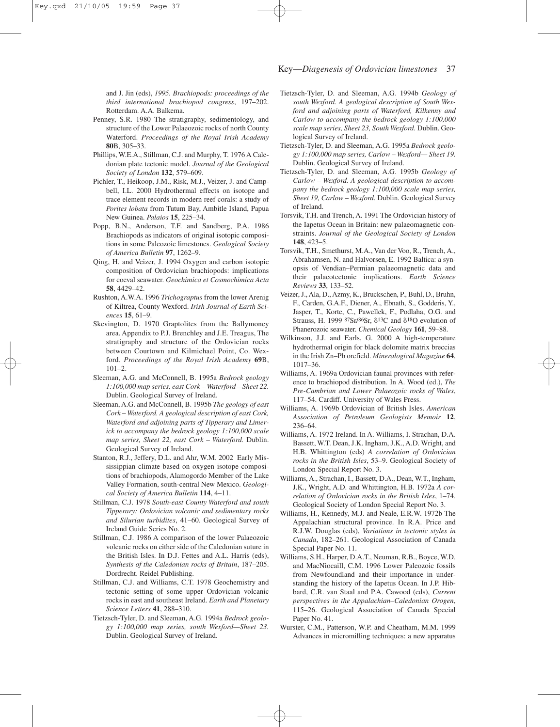and J. Jin (eds), *1995. Brachiopods: proceedings of the third international brachiopod congress*, 197–202. Rotterdam. A.A. Balkema.

Penney, S.R. 1980 The stratigraphy, sedimentology, and structure of the Lower Palaeozoic rocks of north County Waterford. *Proceedings of the Royal Irish Academy* **80**B, 305–33.

Phillips, W.E.A., Stillman, C.J. and Murphy, T. 1976 A Caledonian plate tectonic model. *Journal of the Geological Society of London* **132**, 579–609.

Pichler, T., Heikoop, J.M., Risk, M.J., Veizer, J. and Campbell, I.L. 2000 Hydrothermal effects on isotope and trace element records in modern reef corals: a study of *Porites lobata* from Tutum Bay, Ambitle Island, Papua New Guinea. *Palaios* **15**, 225–34.

Popp, B.N., Anderson, T.F. and Sandberg, P.A. 1986 Brachiopods as indicators of original isotopic compositions in some Paleozoic limestones. *Geological Society of America Bulletin* **97**, 1262–9.

Qing, H. and Veizer, J. 1994 Oxygen and carbon isotopic composition of Ordovician brachiopods: implications for coeval seawater. *Geochimica et Cosmochimica Acta* **58**, 4429–42.

Rushton, A.W.A. 1996 *Trichograptus* from the lower Arenig of Kiltrea, County Wexford. *Irish Journal of Earth Sciences* **15**, 61–9.

Skevington, D. 1970 Graptolites from the Ballymoney area. Appendix to P.J. Brenchley and J.E. Treagus, The stratigraphy and structure of the Ordovician rocks between Courtown and Kilmichael Point, Co. Wexford. *Proceedings of the Royal Irish Academy* **69**B, 101–2.

Sleeman, A.G. and McConnell, B. 1995a *Bedrock geology 1:100,000 map series, east Cork – Waterford—Sheet 22.* Dublin. Geological Survey of Ireland.

Sleeman, A.G. and McConnell, B. 1995b *The geology of east Cork – Waterford. A geological description of east Cork, Waterford and adjoining parts of Tipperary and Limerick to accompany the bedrock geology 1:100,000 scale map series, Sheet 22, east Cork – Waterford.* Dublin. Geological Survey of Ireland.

Stanton, R.J., Jeffery, D.L. and Ahr, W.M. 2002 Early Mississippian climate based on oxygen isotope compositions of brachiopods, Alamogordo Member of the Lake Valley Formation, south-central New Mexico. *Geological Society of America Bulletin* **114**, 4–11.

Stillman, C.J. 1978 *South-east County Waterford and south Tipperary: Ordovician volcanic and sedimentary rocks and Silurian turbidites*, 41–60. Geological Survey of Ireland Guide Series No. 2.

Stillman, C.J. 1986 A comparison of the lower Palaeozoic volcanic rocks on either side of the Caledonian suture in the British Isles. In D.J. Fettes and A.L. Harris (eds), *Synthesis of the Caledonian rocks of Britain*, 187–205. Dordrecht. Reidel Publishing.

Stillman, C.J. and Williams, C.T. 1978 Geochemistry and tectonic setting of some upper Ordovician volcanic rocks in east and southeast Ireland. *Earth and Planetary Science Letters* **41**, 288–310.

Tietzsch-Tyler, D. and Sleeman, A.G. 1994a *Bedrock geology 1:100,000 map series, south Wexford—Sheet 23.* Dublin. Geological Survey of Ireland.

Tietzsch-Tyler, D. and Sleeman, A.G. 1994b *Geology of south Wexford. A geological description of South Wexford and adjoining parts of Waterford, Kilkenny and Carlow to accompany the bedrock geology 1:100,000 scale map series, Sheet 23, South Wexford.* Dublin. Geological Survey of Ireland.

Tietzsch-Tyler, D. and Sleeman, A.G. 1995a *Bedrock geology 1:100,000 map series, Carlow – Wexford— Sheet 19.* Dublin. Geological Survey of Ireland.

Tietzsch-Tyler, D. and Sleeman, A.G. 1995b *Geology of Carlow – Wexford. A geological description to accompany the bedrock geology 1:100,000 scale map series, Sheet 19, Carlow – Wexford.* Dublin. Geological Survey of Ireland.

Torsvik, T.H. and Trench, A. 1991 The Ordovician history of the Iapetus Ocean in Britain: new palaeomagnetic constraints. *Journal of the Geological Society of London* **148**, 423–5.

Torsvik, T.H., Smethurst, M.A., Van der Voo, R., Trench, A., Abrahamsen, N. and Halvorsen, E. 1992 Baltica: a synopsis of Vendian–Permian palaeomagnetic data and their palaeotectonic implications. *Earth Science Reviews* **33**, 133–52.

Veizer, J., Ala, D., Azmy, K., Bruckschen, P., Buhl, D., Bruhn, F., Carden, G.A.F., Diener, A., Ebnath, S., Godderis, Y., Jasper, T., Korte, C., Pawellek, F., Podlaha, O.G. and Strauss, H. 1999 $^{87}Sr/^{86}Sr$, $\delta^{13}C$ and $\delta^{18}O$ evolution of Phanerozoic seawater. *Chemical Geology* **161**, 59–88.

Wilkinson, J.J. and Earls, G. 2000 A high-temperature hydrothermal origin for black dolomite matrix breccias in the Irish Zn–Pb orefield. *Mineralogical Magazine* **64**, 1017–36.

Williams, A. 1969a Ordovician faunal provinces with reference to brachiopod distribution. In A. Wood (ed.), *The Pre-Cambrian and Lower Palaeozoic rocks of Wales*, 117–54. Cardiff. University of Wales Press.

Williams, A. 1969b Ordovician of British Isles. *American Association of Petroleum Geologists Memoir* **12**, 236–64.

Williams, A. 1972 Ireland. In A. Williams, I. Strachan, D.A. Bassett, W.T. Dean, J.K. Ingham, J.K., A.D. Wright, and H.B. Whittington (eds) *A correlation of Ordovician rocks in the British Isles*, 53–9. Geological Society of London Special Report No. 3.

Williams, A., Strachan, I., Bassett, D.A., Dean, W.T., Ingham, J.K., Wright, A.D. and Whittington, H.B. 1972a *A correlation of Ordovician rocks in the British Isles*, 1–74. Geological Society of London Special Report No. 3.

Williams, H., Kennedy, M.J. and Neale, E.R.W. 1972b The Appalachian structural province. In R.A. Price and R.J.W. Douglas (eds), *Variations in tectonic styles in Canada*, 182–261. Geological Association of Canada Special Paper No. 11.

Williams, S.H., Harper, D.A.T., Neuman, R.B., Boyce, W.D. and MacNiocaill, C.M. 1996 Lower Paleozoic fossils from Newfoundland and their importance in understanding the history of the Iapetus Ocean. In J.P. Hibbard, C.R. van Staal and P.A. Cawood (eds), *Current perspectives in the Appalachian–Caledonian Orogen*, 115–26. Geological Association of Canada Special Paper No. 41.

Wurster, C.M., Patterson, W.P. and Cheatham, M.M. 1999 Advances in micromilling techniques: a new apparatus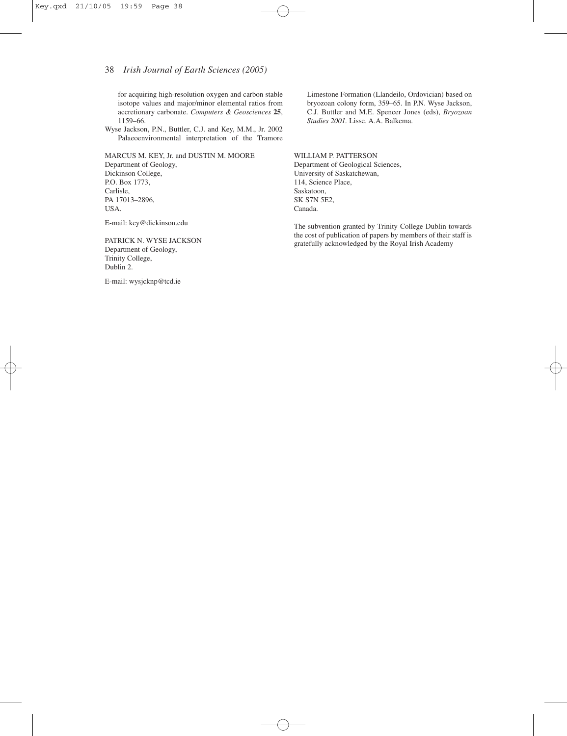for acquiring high-resolution oxygen and carbon stable isotope values and major/minor elemental ratios from accretionary carbonate. *Computers & Geosciences* **25**, 1159–66.

Wyse Jackson, P.N., Buttler, C.J. and Key, M.M., Jr. 2002 Palaeoenvironmental interpretation of the Tramore Limestone Formation (Llandeilo, Ordovician) based on bryozoan colony form, 359–65. In P.N. Wyse Jackson, C.J. Buttler and M.E. Spencer Jones (eds), *Bryozoan Studies 2001.* Lisse. A.A. Balkema.

MARCUS M. KEY, Jr. and DUSTIN M. MOORE
Department of Geology,
Dickinson College,
P.O. Box 1773,
Carlisle,
PA 17013–2896,
USA.

E-mail: key@dickinson.edu

PATRICK N. WYSE JACKSON
Department of Geology,
Trinity College,
Dublin 2.

E-mail: wysjcknp@tcd.ie

WILLIAM P. PATTERSON
Department of Geological Sciences,
University of Saskatchewan,
114, Science Place,
Saskatoon,
SK S7N 5E2,
Canada.

The subvention granted by Trinity College Dublin towards the cost of publication of papers by members of their staff is gratefully acknowledged by the Royal Irish Academy